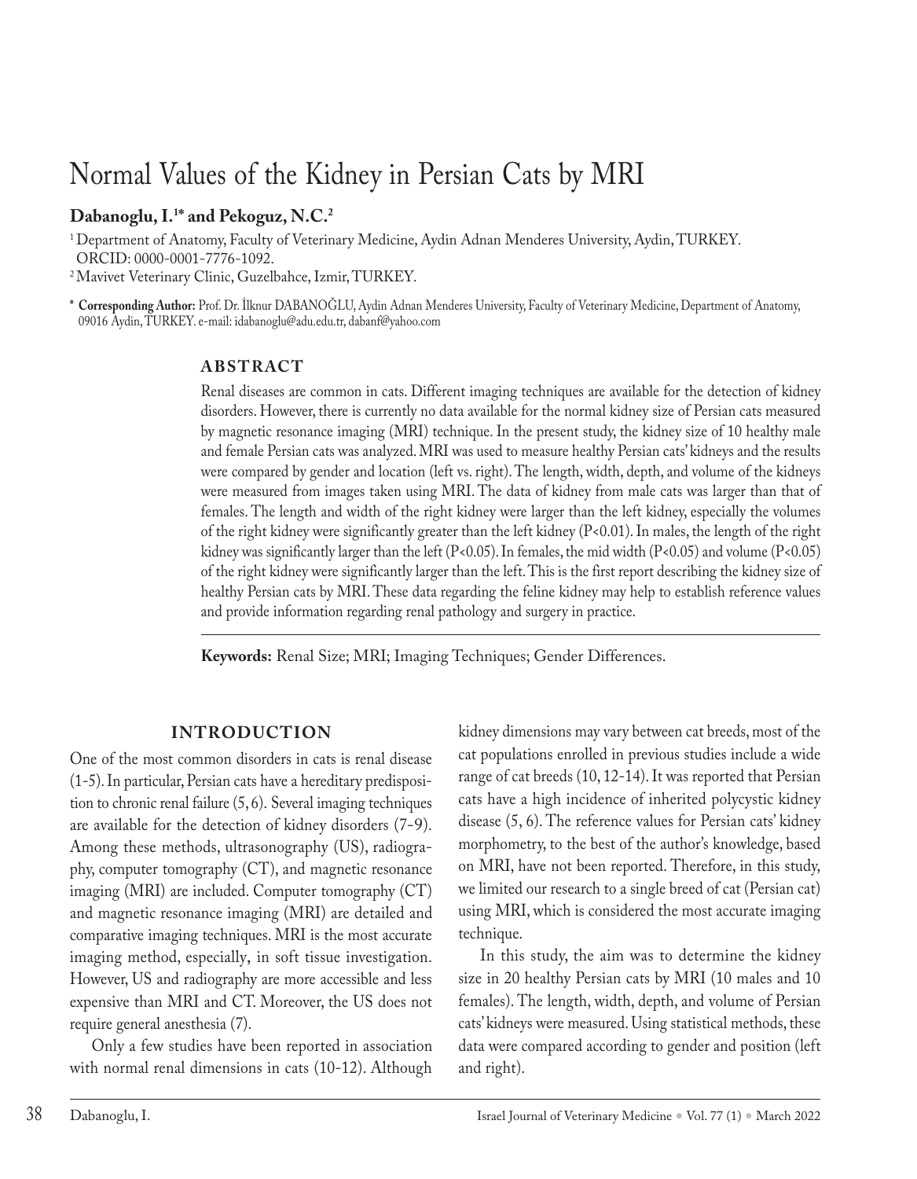# Normal Values of the Kidney in Persian Cats by MRI

**Dabanoglu, I.[1]* and Pekoguz, N.C.[2]**

[1] Department of Anatomy, Faculty of Veterinary Medicine, Aydin Adnan Menderes University, Aydin, TURKEY. ORCID: 0000-0001-7776-1092.

[2] Mavivet Veterinary Clinic, Guzelbahce, Izmir, TURKEY.

\* **Corresponding Author:** Prof. Dr. İlknur DABANOĞLU, Aydin Adnan Menderes University, Faculty of Veterinary Medicine, Department of Anatomy, 09016 Aydin, TURKEY. e-mail: idabanoglu@adu.edu.tr, dabanf@yahoo.com

## ABSTRACT

Renal diseases are common in cats. Different imaging techniques are available for the detection of kidney disorders. However, there is currently no data available for the normal kidney size of Persian cats measured by magnetic resonance imaging (MRI) technique. In the present study, the kidney size of 10 healthy male and female Persian cats was analyzed. MRI was used to measure healthy Persian cats' kidneys and the results were compared by gender and location (left vs. right). The length, width, depth, and volume of the kidneys were measured from images taken using MRI. The data of kidney from male cats was larger than that of females. The length and width of the right kidney were larger than the left kidney, especially the volumes of the right kidney were significantly greater than the left kidney ($P<0.01$). In males, the length of the right kidney was significantly larger than the left ($P<0.05$). In females, the mid width ($P<0.05$) and volume ($P<0.05$) of the right kidney were significantly larger than the left. This is the first report describing the kidney size of healthy Persian cats by MRI. These data regarding the feline kidney may help to establish reference values and provide information regarding renal pathology and surgery in practice.

**Keywords:** Renal Size; MRI; Imaging Techniques; Gender Differences.

## INTRODUCTION

One of the most common disorders in cats is renal disease (1-5). In particular, Persian cats have a hereditary predisposition to chronic renal failure (5, 6). Several imaging techniques are available for the detection of kidney disorders (7-9). Among these methods, ultrasonography (US), radiography, computer tomography (CT), and magnetic resonance imaging (MRI) are included. Computer tomography (CT) and magnetic resonance imaging (MRI) are detailed and comparative imaging techniques. MRI is the most accurate imaging method, especially, in soft tissue investigation. However, US and radiography are more accessible and less expensive than MRI and CT. Moreover, the US does not require general anesthesia (7).

Only a few studies have been reported in association with normal renal dimensions in cats (10-12). Although kidney dimensions may vary between cat breeds, most of the cat populations enrolled in previous studies include a wide range of cat breeds (10, 12-14). It was reported that Persian cats have a high incidence of inherited polycystic kidney disease (5, 6). The reference values for Persian cats' kidney morphometry, to the best of the author's knowledge, based on MRI, have not been reported. Therefore, in this study, we limited our research to a single breed of cat (Persian cat) using MRI, which is considered the most accurate imaging technique.

In this study, the aim was to determine the kidney size in 20 healthy Persian cats by MRI (10 males and 10 females). The length, width, depth, and volume of Persian cats' kidneys were measured. Using statistical methods, these data were compared according to gender and position (left and right).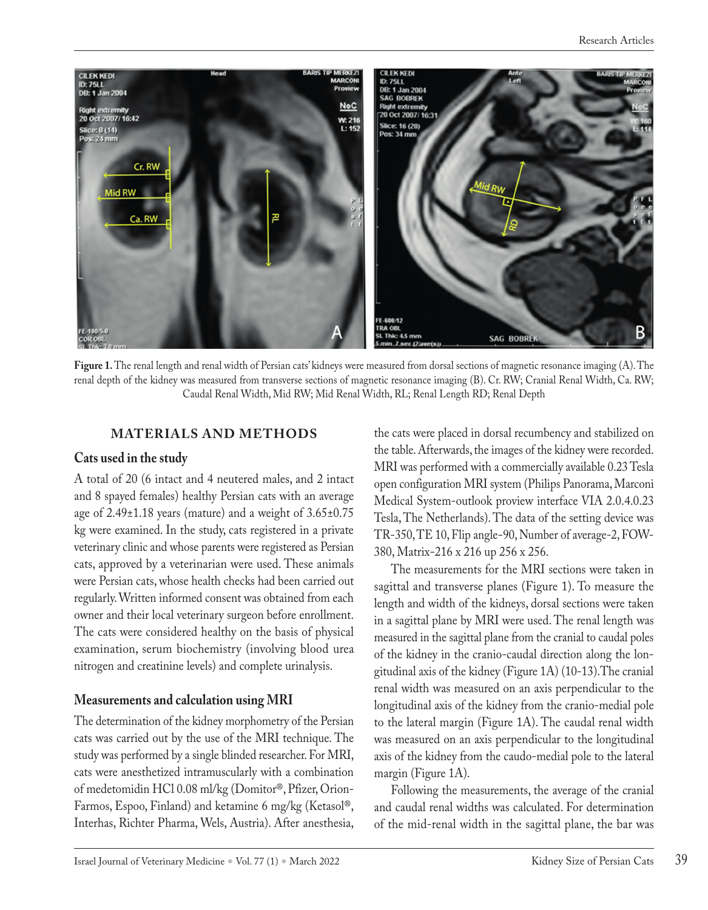**Figure 1.** The renal length and renal width of Persian cats' kidneys were measured from dorsal sections of magnetic resonance imaging (A). The renal depth of the kidney was measured from transverse sections of magnetic resonance imaging (B). Cr. RW; Cranial Renal Width, Ca. RW; Caudal Renal Width, Mid RW; Mid Renal Width, RL; Renal Length RD; Renal Depth

## MATERIALS AND METHODS

### Cats used in the study

A total of 20 (6 intact and 4 neutered males, and 2 intact and 8 spayed females) healthy Persian cats with an average age of 2.49±1.18 years (mature) and a weight of 3.65±0.75 kg were examined. In the study, cats registered in a private veterinary clinic and whose parents were registered as Persian cats, approved by a veterinarian were used. These animals were Persian cats, whose health checks had been carried out regularly. Written informed consent was obtained from each owner and their local veterinary surgeon before enrollment. The cats were considered healthy on the basis of physical examination, serum biochemistry (involving blood urea nitrogen and creatinine levels) and complete urinalysis.

### Measurements and calculation using MRI

The determination of the kidney morphometry of the Persian cats was carried out by the use of the MRI technique. The study was performed by a single blinded researcher. For MRI, cats were anesthetized intramuscularly with a combination of medetomidin HCl 0.08 ml/kg (Domitor®, Pfizer, Orion-Farmos, Espoo, Finland) and ketamine 6 mg/kg (Ketasol®, Interhas, Richter Pharma, Wels, Austria). After anesthesia, the cats were placed in dorsal recumbency and stabilized on the table. Afterwards, the images of the kidney were recorded. MRI was performed with a commercially available 0.23 Tesla open configuration MRI system (Philips Panorama, Marconi Medical System-outlook proview interface VIA 2.0.4.0.23 Tesla, The Netherlands). The data of the setting device was TR-350, TE 10, Flip angle-90, Number of average-2, FOW-380, Matrix-216 x 216 up 256 x 256.

The measurements for the MRI sections were taken in sagittal and transverse planes (Figure 1). To measure the length and width of the kidneys, dorsal sections were taken in a sagittal plane by MRI were used. The renal length was measured in the sagittal plane from the cranial to caudal poles of the kidney in the cranio-caudal direction along the longitudinal axis of the kidney (Figure 1A) (10-13). The cranial renal width was measured on an axis perpendicular to the longitudinal axis of the kidney from the cranio-medial pole to the lateral margin (Figure 1A). The caudal renal width was measured on an axis perpendicular to the longitudinal axis of the kidney from the caudo-medial pole to the lateral margin (Figure 1A).

Following the measurements, the average of the cranial and caudal renal widths was calculated. For determination of the mid-renal width in the sagittal plane, the bar was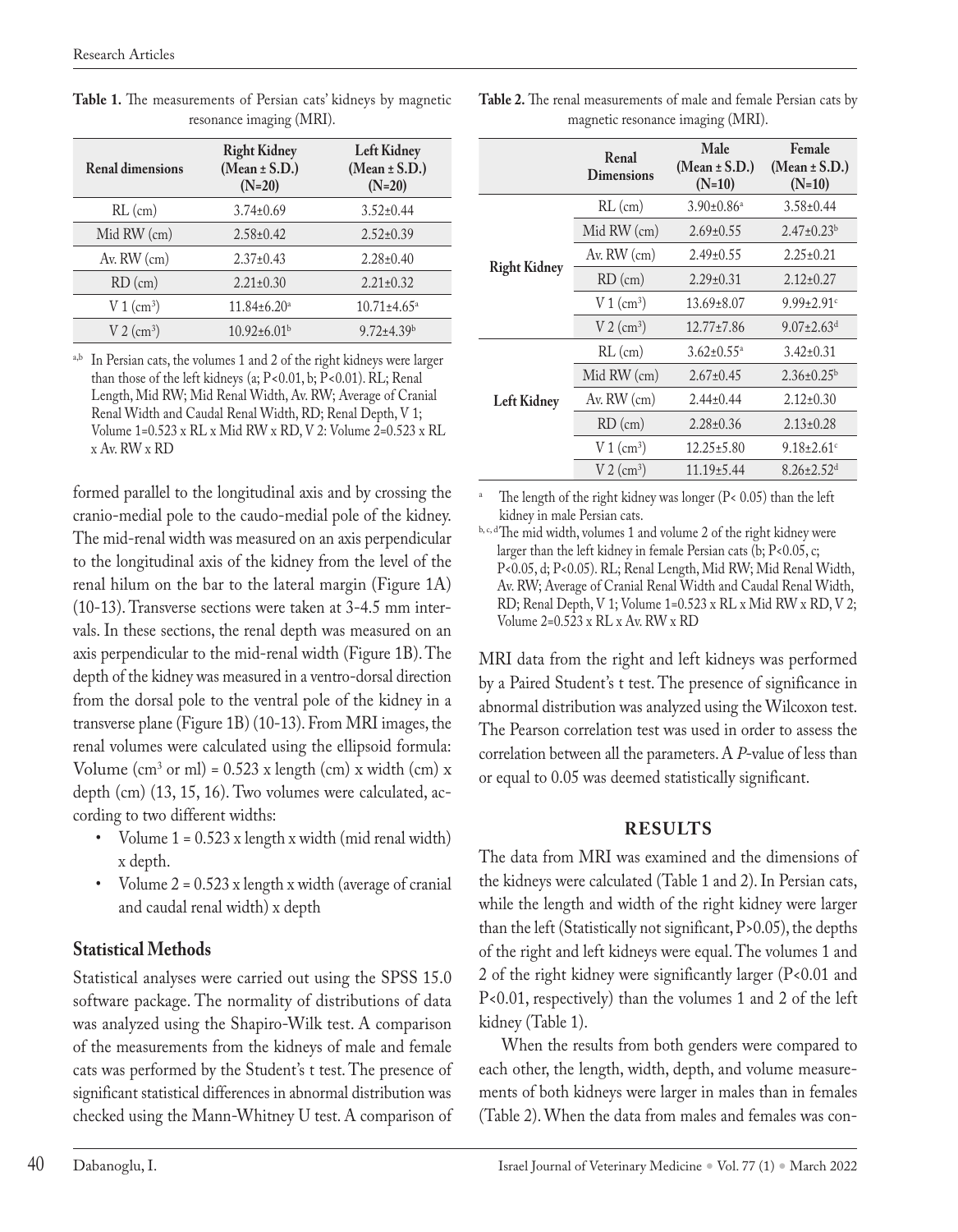**Table 1.** The measurements of Persian cats' kidneys by magnetic resonance imaging (MRI).

| Renal dimensions | Right Kidney (Mean ± S.D.) (N=20) | Left Kidney (Mean ± S.D.) (N=20) |
|---|---|---|
| RL (cm) | 3.74±0.69 | 3.52±0.44 |
| Mid RW (cm) | 2.58±0.42 | 2.52±0.39 |
| Av. RW (cm) | 2.37±0.43 | 2.28±0.40 |
| RD (cm) | 2.21±0.30 | 2.21±0.32 |
| V 1 ($cm^3$) | 11.84±6.20[a] | 10.71±4.65[a] |
| V 2 ($cm^3$) | 10.92±6.01[b] | 9.72±4.39[b] |

[a,b] In Persian cats, the volumes 1 and 2 of the right kidneys were larger than those of the left kidneys (a; P<0.01, b; P<0.01). RL; Renal Length, Mid RW; Mid Renal Width, Av. RW; Average of Cranial Renal Width and Caudal Renal Width, RD; Renal Depth, V 1; Volume 1=0.523 x RL x Mid RW x RD, V 2: Volume 2=0.523 x RL x Av. RW x RD

formed parallel to the longitudinal axis and by crossing the cranio-medial pole to the caudo-medial pole of the kidney. The mid-renal width was measured on an axis perpendicular to the longitudinal axis of the kidney from the level of the renal hilum on the bar to the lateral margin (Figure 1A) (10-13). Transverse sections were taken at 3-4.5 mm intervals. In these sections, the renal depth was measured on an axis perpendicular to the mid-renal width (Figure 1B). The depth of the kidney was measured in a ventro-dorsal direction from the dorsal pole to the ventral pole of the kidney in a transverse plane (Figure 1B) (10-13). From MRI images, the renal volumes were calculated using the ellipsoid formula: Volume ($cm^3$ or ml) = 0.523 x length (cm) x width (cm) x depth (cm) (13, 15, 16). Two volumes were calculated, according to two different widths:

- Volume 1 = 0.523 x length x width (mid renal width) x depth.
- Volume 2 = 0.523 x length x width (average of cranial and caudal renal width) x depth

## Statistical Methods

Statistical analyses were carried out using the SPSS 15.0 software package. The normality of distributions of data was analyzed using the Shapiro-Wilk test. A comparison of the measurements from the kidneys of male and female cats was performed by the Student's t test. The presence of significant statistical differences in abnormal distribution was checked using the Mann-Whitney U test. A comparison of MRI data from the right and left kidneys was performed by a Paired Student's t test. The presence of significance in abnormal distribution was analyzed using the Wilcoxon test. The Pearson correlation test was used in order to assess the correlation between all the parameters. A *P*-value of less than or equal to 0.05 was deemed statistically significant.

**Table 2.** The renal measurements of male and female Persian cats by magnetic resonance imaging (MRI).

| | Renal Dimensions | Male (Mean ± S.D.) (N=10) | Female (Mean ± S.D.) (N=10) |
|---|---|---|---|
| Right Kidney | RL (cm) | 3.90±0.86[a] | 3.58±0.44 |
| | Mid RW (cm) | 2.69±0.55 | 2.47±0.23[b] |
| | Av. RW (cm) | 2.49±0.55 | 2.25±0.21 |
| | RD (cm) | 2.29±0.31 | 2.12±0.27 |
| | V 1 ($cm^3$) | 13.69±8.07 | 9.99±2.91[c] |
| | V 2 ($cm^3$) | 12.77±7.86 | 9.07±2.63[d] |
| Left Kidney | RL (cm) | 3.62±0.55[a] | 3.42±0.31 |
| | Mid RW (cm) | 2.67±0.45 | 2.36±0.25[b] |
| | Av. RW (cm) | 2.44±0.44 | 2.12±0.30 |
| | RD (cm) | 2.28±0.36 | 2.13±0.28 |
| | V 1 ($cm^3$) | 12.25±5.80 | 9.18±2.61[c] |
| | V 2 ($cm^3$) | 11.19±5.44 | 8.26±2.52[d] |

[a] The length of the right kidney was longer (P< 0.05) than the left kidney in male Persian cats.
[b, c, d] The mid width, volumes 1 and volume 2 of the right kidney were larger than the left kidney in female Persian cats (b; P<0.05, c; P<0.05, d; P<0.05). RL; Renal Length, Mid RW; Mid Renal Width, Av. RW; Average of Cranial Renal Width and Caudal Renal Width, RD; Renal Depth, V 1; Volume 1=0.523 x RL x Mid RW x RD, V 2; Volume 2=0.523 x RL x Av. RW x RD

## RESULTS

The data from MRI was examined and the dimensions of the kidneys were calculated (Table 1 and 2). In Persian cats, while the length and width of the right kidney were larger than the left (Statistically not significant, P>0.05), the depths of the right and left kidneys were equal. The volumes 1 and 2 of the right kidney were significantly larger (P<0.01 and P<0.01, respectively) than the volumes 1 and 2 of the left kidney (Table 1).

When the results from both genders were compared to each other, the length, width, depth, and volume measurements of both kidneys were larger in males than in females (Table 2). When the data from males and females was con-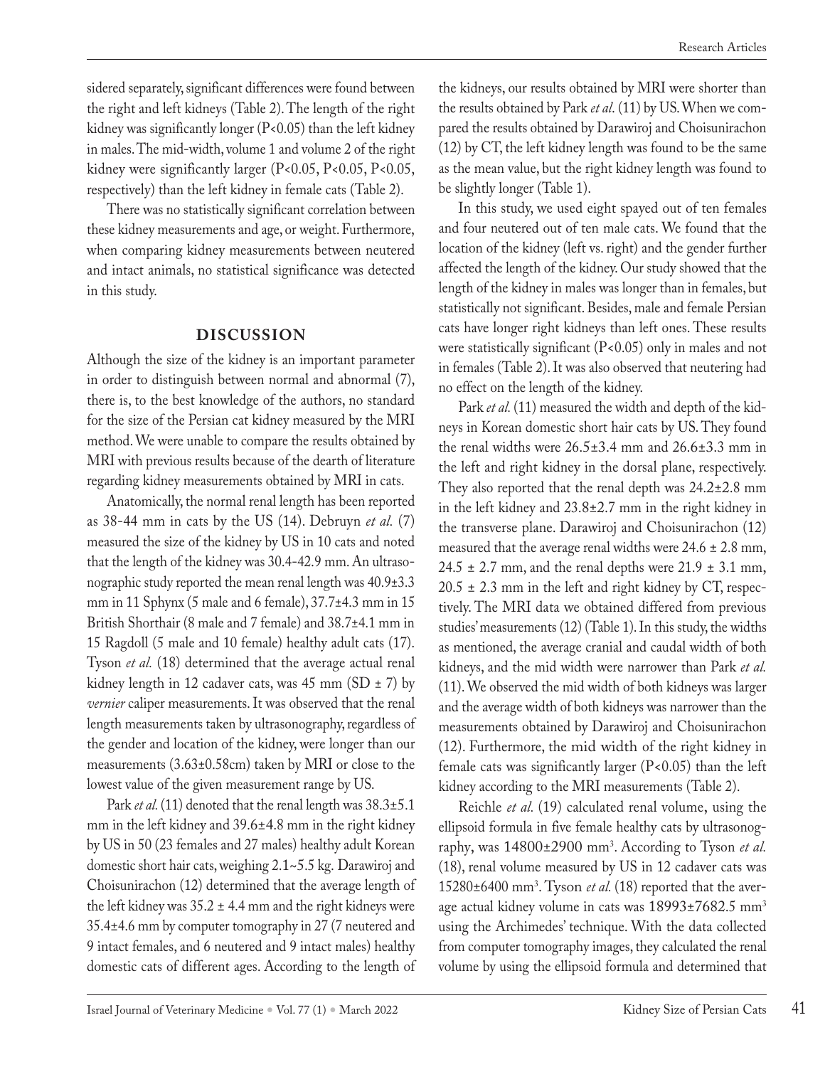sidered separately, significant differences were found between the right and left kidneys (Table 2). The length of the right kidney was significantly longer ($P<0.05$) than the left kidney in males. The mid-width, volume 1 and volume 2 of the right kidney were significantly larger ($P<0.05$, $P<0.05$, $P<0.05$, respectively) than the left kidney in female cats (Table 2).

There was no statistically significant correlation between these kidney measurements and age, or weight. Furthermore, when comparing kidney measurements between neutered and intact animals, no statistical significance was detected in this study.

## DISCUSSION

Although the size of the kidney is an important parameter in order to distinguish between normal and abnormal (7), there is, to the best knowledge of the authors, no standard for the size of the Persian cat kidney measured by the MRI method. We were unable to compare the results obtained by MRI with previous results because of the dearth of literature regarding kidney measurements obtained by MRI in cats.

Anatomically, the normal renal length has been reported as 38-44 mm in cats by the US (14). Debruyn *et al.* (7) measured the size of the kidney by US in 10 cats and noted that the length of the kidney was 30.4-42.9 mm. An ultrasonographic study reported the mean renal length was 40.9±3.3 mm in 11 Sphynx (5 male and 6 female), 37.7±4.3 mm in 15 British Shorthair (8 male and 7 female) and 38.7±4.1 mm in 15 Ragdoll (5 male and 10 female) healthy adult cats (17). Tyson *et al.* (18) determined that the average actual renal kidney length in 12 cadaver cats, was 45 mm (SD ± 7) by *vernier* caliper measurements. It was observed that the renal length measurements taken by ultrasonography, regardless of the gender and location of the kidney, were longer than our measurements (3.63±0.58cm) taken by MRI or close to the lowest value of the given measurement range by US.

Park *et al.* (11) denoted that the renal length was 38.3±5.1 mm in the left kidney and 39.6±4.8 mm in the right kidney by US in 50 (23 females and 27 males) healthy adult Korean domestic short hair cats, weighing 2.1~5.5 kg. Darawiroj and Choisunirachon (12) determined that the average length of the left kidney was 35.2 ± 4.4 mm and the right kidneys were 35.4±4.6 mm by computer tomography in 27 (7 neutered and 9 intact females, and 6 neutered and 9 intact males) healthy domestic cats of different ages. According to the length of the kidneys, our results obtained by MRI were shorter than the results obtained by Park *et al*. (11) by US. When we compared the results obtained by Darawiroj and Choisunirachon (12) by CT, the left kidney length was found to be the same as the mean value, but the right kidney length was found to be slightly longer (Table 1).

In this study, we used eight spayed out of ten females and four neutered out of ten male cats. We found that the location of the kidney (left vs. right) and the gender further affected the length of the kidney. Our study showed that the length of the kidney in males was longer than in females, but statistically not significant. Besides, male and female Persian cats have longer right kidneys than left ones. These results were statistically significant ($P<0.05$) only in males and not in females (Table 2). It was also observed that neutering had no effect on the length of the kidney.

Park *et al.* (11) measured the width and depth of the kidneys in Korean domestic short hair cats by US. They found the renal widths were 26.5±3.4 mm and 26.6±3.3 mm in the left and right kidney in the dorsal plane, respectively. They also reported that the renal depth was 24.2±2.8 mm in the left kidney and 23.8±2.7 mm in the right kidney in the transverse plane. Darawiroj and Choisunirachon (12) measured that the average renal widths were 24.6 ± 2.8 mm, 24.5 ± 2.7 mm, and the renal depths were 21.9 ± 3.1 mm, 20.5 ± 2.3 mm in the left and right kidney by CT, respectively. The MRI data we obtained differed from previous studies' measurements (12) (Table 1). In this study, the widths as mentioned, the average cranial and caudal width of both kidneys, and the mid width were narrower than Park *et al.* (11). We observed the mid width of both kidneys was larger and the average width of both kidneys was narrower than the measurements obtained by Darawiroj and Choisunirachon (12). Furthermore, the mid width of the right kidney in female cats was significantly larger ($P<0.05$) than the left kidney according to the MRI measurements (Table 2).

Reichle *et al.* (19) calculated renal volume, using the ellipsoid formula in five female healthy cats by ultrasonography, was 14800±2900 mm$^3$. According to Tyson *et al.* (18), renal volume measured by US in 12 cadaver cats was 15280±6400 mm$^3$. Tyson *et al.* (18) reported that the average actual kidney volume in cats was 18993±7682.5 mm$^3$ using the Archimedes' technique. With the data collected from computer tomography images, they calculated the renal volume by using the ellipsoid formula and determined that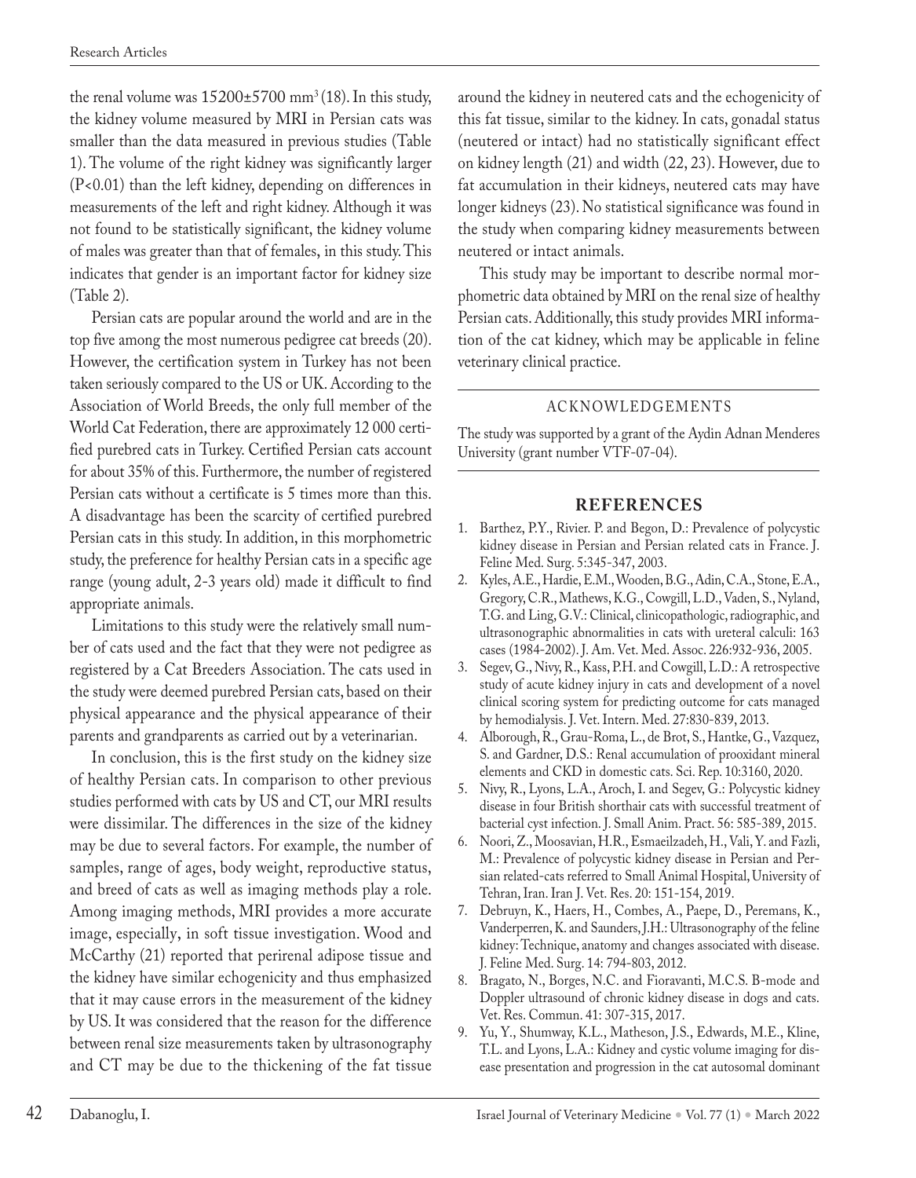the renal volume was 15200±5700 $mm^3$ (18). In this study, the kidney volume measured by MRI in Persian cats was smaller than the data measured in previous studies (Table 1). The volume of the right kidney was significantly larger ($P<0.01$) than the left kidney, depending on differences in measurements of the left and right kidney. Although it was not found to be statistically significant, the kidney volume of males was greater than that of females, in this study. This indicates that gender is an important factor for kidney size (Table 2).

Persian cats are popular around the world and are in the top five among the most numerous pedigree cat breeds (20). However, the certification system in Turkey has not been taken seriously compared to the US or UK. According to the Association of World Breeds, the only full member of the World Cat Federation, there are approximately 12 000 certified purebred cats in Turkey. Certified Persian cats account for about 35% of this. Furthermore, the number of registered Persian cats without a certificate is 5 times more than this. A disadvantage has been the scarcity of certified purebred Persian cats in this study. In addition, in this morphometric study, the preference for healthy Persian cats in a specific age range (young adult, 2-3 years old) made it difficult to find appropriate animals.

Limitations to this study were the relatively small number of cats used and the fact that they were not pedigree as registered by a Cat Breeders Association. The cats used in the study were deemed purebred Persian cats, based on their physical appearance and the physical appearance of their parents and grandparents as carried out by a veterinarian.

In conclusion, this is the first study on the kidney size of healthy Persian cats. In comparison to other previous studies performed with cats by US and CT, our MRI results were dissimilar. The differences in the size of the kidney may be due to several factors. For example, the number of samples, range of ages, body weight, reproductive status, and breed of cats as well as imaging methods play a role. Among imaging methods, MRI provides a more accurate image, especially, in soft tissue investigation. Wood and McCarthy (21) reported that perirenal adipose tissue and the kidney have similar echogenicity and thus emphasized that it may cause errors in the measurement of the kidney by US. It was considered that the reason for the difference between renal size measurements taken by ultrasonography and CT may be due to the thickening of the fat tissue around the kidney in neutered cats and the echogenicity of this fat tissue, similar to the kidney. In cats, gonadal status (neutered or intact) had no statistically significant effect on kidney length (21) and width (22, 23). However, due to fat accumulation in their kidneys, neutered cats may have longer kidneys (23). No statistical significance was found in the study when comparing kidney measurements between neutered or intact animals.

This study may be important to describe normal morphometric data obtained by MRI on the renal size of healthy Persian cats. Additionally, this study provides MRI information of the cat kidney, which may be applicable in feline veterinary clinical practice.

## ACKNOWLEDGEMENTS

The study was supported by a grant of the Aydin Adnan Menderes University (grant number VTF-07-04).

## REFERENCES

1. Barthez, P.Y., Rivier. P. and Begon, D.: Prevalence of polycystic kidney disease in Persian and Persian related cats in France. J. Feline Med. Surg. 5:345-347, 2003.
2. Kyles, A.E., Hardie, E.M., Wooden, B.G., Adin, C.A., Stone, E.A., Gregory, C.R., Mathews, K.G., Cowgill, L.D., Vaden, S., Nyland, T.G. and Ling, G.V.: Clinical, clinicopathologic, radiographic, and ultrasonographic abnormalities in cats with ureteral calculi: 163 cases (1984-2002). J. Am. Vet. Med. Assoc. 226:932-936, 2005.
3. Segev, G., Nivy, R., Kass, P.H. and Cowgill, L.D.: A retrospective study of acute kidney injury in cats and development of a novel clinical scoring system for predicting outcome for cats managed by hemodialysis. J. Vet. Intern. Med. 27:830-839, 2013.
4. Alborough, R., Grau-Roma, L., de Brot, S., Hantke, G., Vazquez, S. and Gardner, D.S.: Renal accumulation of prooxidant mineral elements and CKD in domestic cats. Sci. Rep. 10:3160, 2020.
5. Nivy, R., Lyons, L.A., Aroch, I. and Segev, G.: Polycystic kidney disease in four British shorthair cats with successful treatment of bacterial cyst infection. J. Small Anim. Pract. 56: 585-389, 2015.
6. Noori, Z., Moosavian, H.R., Esmaeilzadeh, H., Vali, Y. and Fazli, M.: Prevalence of polycystic kidney disease in Persian and Persian related-cats referred to Small Animal Hospital, University of Tehran, Iran. Iran J. Vet. Res. 20: 151-154, 2019.
7. Debruyn, K., Haers, H., Combes, A., Paepe, D., Peremans, K., Vanderperren, K. and Saunders, J.H.: Ultrasonography of the feline kidney: Technique, anatomy and changes associated with disease. J. Feline Med. Surg. 14: 794-803, 2012.
8. Bragato, N., Borges, N.C. and Fioravanti, M.C.S. B-mode and Doppler ultrasound of chronic kidney disease in dogs and cats. Vet. Res. Commun. 41: 307-315, 2017.
9. Yu, Y., Shumway, K.L., Matheson, J.S., Edwards, M.E., Kline, T.L. and Lyons, L.A.: Kidney and cystic volume imaging for disease presentation and progression in the cat autosomal dominant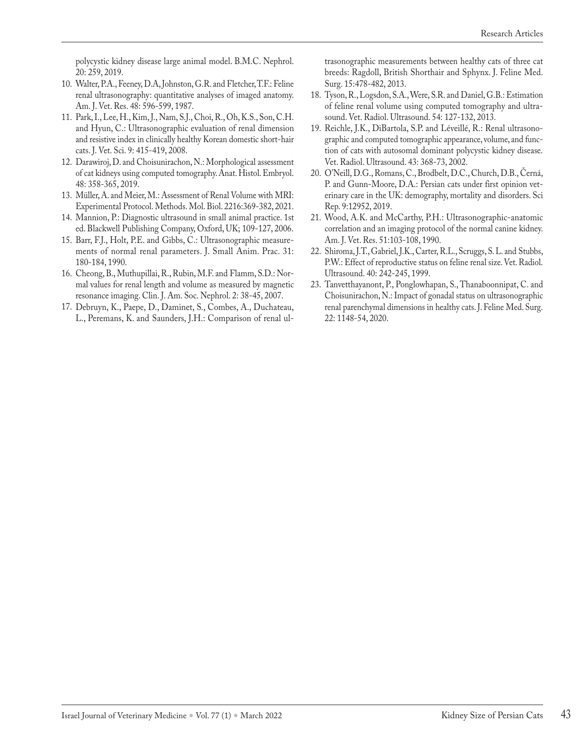polycystic kidney disease large animal model. B.M.C. Nephrol. 20: 259, 2019.

10. Walter, P.A., Feeney, D.A, Johnston, G.R. and Fletcher, T.F.: Feline renal ultrasonography: quantitative analyses of imaged anatomy. Am. J. Vet. Res. 48: 596-599, 1987.
11. Park, I., Lee, H., Kim, J., Nam, S.J., Choi, R., Oh, K.S., Son, C.H. and Hyun, C.: Ultrasonographic evaluation of renal dimension and resistive index in clinically healthy Korean domestic short-hair cats. J. Vet. Sci. 9: 415-419, 2008.
12. Darawiroj, D. and Choisunirachon, N.: Morphological assessment of cat kidneys using computed tomography. Anat. Histol. Embryol. 48: 358-365, 2019.
13. Müller, A. and Meier, M.: Assessment of Renal Volume with MRI: Experimental Protocol. Methods. Mol. Biol. 2216:369-382, 2021.
14. Mannion, P.: Diagnostic ultrasound in small animal practice. 1st ed. Blackwell Publishing Company, Oxford, UK; 109-127, 2006.
15. Barr, F.J., Holt, P.E. and Gibbs, C.: Ultrasonographic measurements of normal renal parameters. J. Small Anim. Prac. 31: 180-184, 1990.
16. Cheong, B., Muthupillai, R., Rubin, M.F. and Flamm, S.D.: Normal values for renal length and volume as measured by magnetic resonance imaging. Clin. J. Am. Soc. Nephrol. 2: 38-45, 2007.
17. Debruyn, K., Paepe, D., Daminet, S., Combes, A., Duchateau, L., Peremans, K. and Saunders, J.H.: Comparison of renal ultrasonographic measurements between healthy cats of three cat breeds: Ragdoll, British Shorthair and Sphynx. J. Feline Med. Surg. 15:478-482, 2013.
18. Tyson, R., Logsdon, S.A., Were, S.R. and Daniel, G.B.: Estimation of feline renal volume using computed tomography and ultrasound. Vet. Radiol. Ultrasound. 54: 127-132, 2013.
19. Reichle, J.K., DiBartola, S.P. and Léveillé, R.: Renal ultrasonographic and computed tomographic appearance, volume, and function of cats with autosomal dominant polycystic kidney disease. Vet. Radiol. Ultrasound. 43: 368-73, 2002.
20. O'Neill, D.G., Romans, C., Brodbelt, D.C., Church, D.B., Černá, P. and Gunn-Moore, D.A.: Persian cats under first opinion veterinary care in the UK: demography, mortality and disorders. Sci Rep. 9:12952, 2019.
21. Wood, A.K. and McCarthy, P.H.: Ultrasonographic-anatomic correlation and an imaging protocol of the normal canine kidney. Am. J. Vet. Res. 51:103-108, 1990.
22. Shiroma, J.T., Gabriel, J.K., Carter, R.L., Scruggs, S. L. and Stubbs, P.W.: Effect of reproductive status on feline renal size. Vet. Radiol. Ultrasound. 40: 242-245, 1999.
23. Tanvetthayanont, P., Ponglowhapan, S., Thanaboonnipat, C. and Choisunirachon, N.: Impact of gonadal status on ultrasonographic renal parenchymal dimensions in healthy cats. J. Feline Med. Surg. 22: 1148-54, 2020.